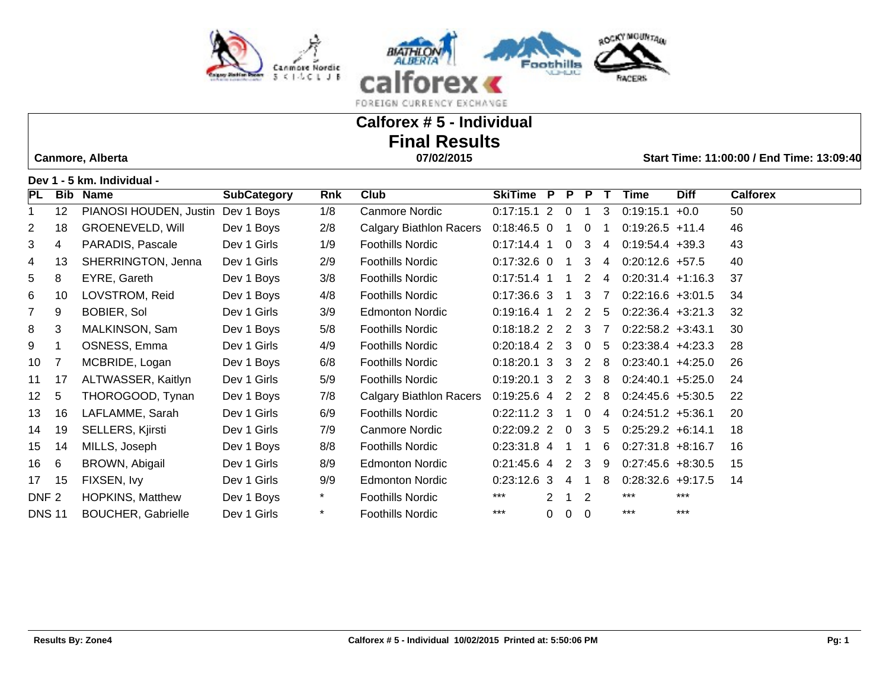# Calforex # 5 - Individual

## Final Results

**Canmore, Alberta** | **07/02/2015** | **Start Time: 11:00:00 / End Time: 13:09:40**

### Dev 1 - 5 km. Individual -

| PL | Bib | Name | SubCategory | Rnk | Club | SkiTime | P | P | P | T | Time | Diff | Calforex |
|---|---|---|---|---|---|---|---|---|---|---|---|---|---|
| 1 | 12 | PIANOSI HOUDEN, Justin | Dev 1 Boys | 1/8 | Canmore Nordic | 0:17:15.1 | 2 | 0 | 1 | 3 | 0:19:15.1 | +0.0 | 50 |
| 2 | 18 | GROENEVELD, Will | Dev 1 Boys | 2/8 | Calgary Biathlon Racers | 0:18:46.5 | 0 | 1 | 0 | 1 | 0:19:26.5 | +11.4 | 46 |
| 3 | 4 | PARADIS, Pascale | Dev 1 Girls | 1/9 | Foothills Nordic | 0:17:14.4 | 1 | 0 | 3 | 4 | 0:19:54.4 | +39.3 | 43 |
| 4 | 13 | SHERRINGTON, Jenna | Dev 1 Girls | 2/9 | Foothills Nordic | 0:17:32.6 | 0 | 1 | 3 | 4 | 0:20:12.6 | +57.5 | 40 |
| 5 | 8 | EYRE, Gareth | Dev 1 Boys | 3/8 | Foothills Nordic | 0:17:51.4 | 1 | 1 | 2 | 4 | 0:20:31.4 | +1:16.3 | 37 |
| 6 | 10 | LOVSTROM, Reid | Dev 1 Boys | 4/8 | Foothills Nordic | 0:17:36.6 | 3 | 1 | 3 | 7 | 0:22:16.6 | +3:01.5 | 34 |
| 7 | 9 | BOBIER, Sol | Dev 1 Girls | 3/9 | Edmonton Nordic | 0:19:16.4 | 1 | 2 | 2 | 5 | 0:22:36.4 | +3:21.3 | 32 |
| 8 | 3 | MALKINSON, Sam | Dev 1 Boys | 5/8 | Foothills Nordic | 0:18:18.2 | 2 | 2 | 3 | 7 | 0:22:58.2 | +3:43.1 | 30 |
| 9 | 1 | OSNESS, Emma | Dev 1 Girls | 4/9 | Foothills Nordic | 0:20:18.4 | 2 | 3 | 0 | 5 | 0:23:38.4 | +4:23.3 | 28 |
| 10 | 7 | MCBRIDE, Logan | Dev 1 Boys | 6/8 | Foothills Nordic | 0:18:20.1 | 3 | 3 | 2 | 8 | 0:23:40.1 | +4:25.0 | 26 |
| 11 | 17 | ALTWASSER, Kaitlyn | Dev 1 Girls | 5/9 | Foothills Nordic | 0:19:20.1 | 3 | 2 | 3 | 8 | 0:24:40.1 | +5:25.0 | 24 |
| 12 | 5 | THOROGOOD, Tynan | Dev 1 Boys | 7/8 | Calgary Biathlon Racers | 0:19:25.6 | 4 | 2 | 2 | 8 | 0:24:45.6 | +5:30.5 | 22 |
| 13 | 16 | LAFLAMME, Sarah | Dev 1 Girls | 6/9 | Foothills Nordic | 0:22:11.2 | 3 | 1 | 0 | 4 | 0:24:51.2 | +5:36.1 | 20 |
| 14 | 19 | SELLERS, Kjirsti | Dev 1 Girls | 7/9 | Canmore Nordic | 0:22:09.2 | 2 | 0 | 3 | 5 | 0:25:29.2 | +6:14.1 | 18 |
| 15 | 14 | MILLS, Joseph | Dev 1 Boys | 8/8 | Foothills Nordic | 0:23:31.8 | 4 | 1 | 1 | 6 | 0:27:31.8 | +8:16.7 | 16 |
| 16 | 6 | BROWN, Abigail | Dev 1 Girls | 8/9 | Edmonton Nordic | 0:21:45.6 | 4 | 2 | 3 | 9 | 0:27:45.6 | +8:30.5 | 15 |
| 17 | 15 | FIXSEN, Ivy | Dev 1 Girls | 9/9 | Edmonton Nordic | 0:23:12.6 | 3 | 4 | 1 | 8 | 0:28:32.6 | +9:17.5 | 14 |
| DNF | 2 | HOPKINS, Matthew | Dev 1 Boys | * | Foothills Nordic | *** | 2 | 1 | 2 | | *** | *** | |
| DNS | 11 | BOUCHER, Gabrielle | Dev 1 Girls | * | Foothills Nordic | *** | 0 | 0 | 0 | | *** | *** | |

**Results By: Zone4** | **Calforex # 5 - Individual 10/02/2015 Printed at: 5:50:06 PM**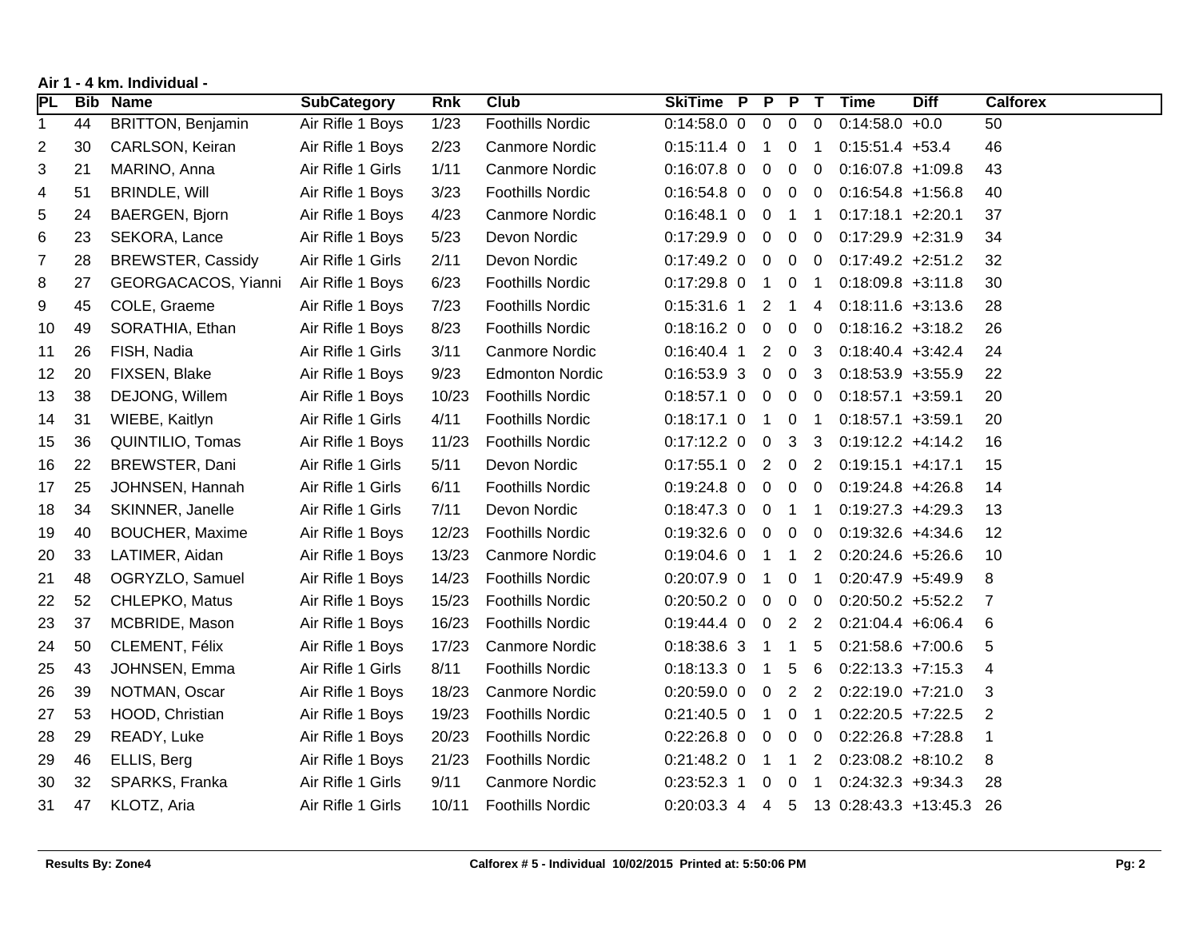**Air 1 - 4 km. Individual -**

| PL | Bib | Name | SubCategory | Rnk | Club | SkiTime | P | P | P | T | Time | Diff | Calforex |
|---|---|---|---|---|---|---|---|---|---|---|---|---|---|
| 1 | 44 | BRITTON, Benjamin | Air Rifle 1 Boys | 1/23 | Foothills Nordic | 0:14:58.0 | 0 | 0 | 0 | 0 | 0:14:58.0 | +0.0 | 50 |
| 2 | 30 | CARLSON, Keiran | Air Rifle 1 Boys | 2/23 | Canmore Nordic | 0:15:11.4 | 0 | 1 | 0 | 1 | 0:15:51.4 | +53.4 | 46 |
| 3 | 21 | MARINO, Anna | Air Rifle 1 Girls | 1/11 | Canmore Nordic | 0:16:07.8 | 0 | 0 | 0 | 0 | 0:16:07.8 | +1:09.8 | 43 |
| 4 | 51 | BRINDLE, Will | Air Rifle 1 Boys | 3/23 | Foothills Nordic | 0:16:54.8 | 0 | 0 | 0 | 0 | 0:16:54.8 | +1:56.8 | 40 |
| 5 | 24 | BAERGEN, Bjorn | Air Rifle 1 Boys | 4/23 | Canmore Nordic | 0:16:48.1 | 0 | 0 | 1 | 1 | 0:17:18.1 | +2:20.1 | 37 |
| 6 | 23 | SEKORA, Lance | Air Rifle 1 Boys | 5/23 | Devon Nordic | 0:17:29.9 | 0 | 0 | 0 | 0 | 0:17:29.9 | +2:31.9 | 34 |
| 7 | 28 | BREWSTER, Cassidy | Air Rifle 1 Girls | 2/11 | Devon Nordic | 0:17:49.2 | 0 | 0 | 0 | 0 | 0:17:49.2 | +2:51.2 | 32 |
| 8 | 27 | GEORGACACOS, Yianni | Air Rifle 1 Boys | 6/23 | Foothills Nordic | 0:17:29.8 | 0 | 1 | 0 | 1 | 0:18:09.8 | +3:11.8 | 30 |
| 9 | 45 | COLE, Graeme | Air Rifle 1 Boys | 7/23 | Foothills Nordic | 0:15:31.6 | 1 | 2 | 1 | 4 | 0:18:11.6 | +3:13.6 | 28 |
| 10 | 49 | SORATHIA, Ethan | Air Rifle 1 Boys | 8/23 | Foothills Nordic | 0:18:16.2 | 0 | 0 | 0 | 0 | 0:18:16.2 | +3:18.2 | 26 |
| 11 | 26 | FISH, Nadia | Air Rifle 1 Girls | 3/11 | Canmore Nordic | 0:16:40.4 | 1 | 2 | 0 | 3 | 0:18:40.4 | +3:42.4 | 24 |
| 12 | 20 | FIXSEN, Blake | Air Rifle 1 Boys | 9/23 | Edmonton Nordic | 0:16:53.9 | 3 | 0 | 0 | 3 | 0:18:53.9 | +3:55.9 | 22 |
| 13 | 38 | DEJONG, Willem | Air Rifle 1 Boys | 10/23 | Foothills Nordic | 0:18:57.1 | 0 | 0 | 0 | 0 | 0:18:57.1 | +3:59.1 | 20 |
| 14 | 31 | WIEBE, Kaitlyn | Air Rifle 1 Girls | 4/11 | Foothills Nordic | 0:18:17.1 | 0 | 1 | 0 | 1 | 0:18:57.1 | +3:59.1 | 20 |
| 15 | 36 | QUINTILIO, Tomas | Air Rifle 1 Boys | 11/23 | Foothills Nordic | 0:17:12.2 | 0 | 0 | 3 | 3 | 0:19:12.2 | +4:14.2 | 16 |
| 16 | 22 | BREWSTER, Dani | Air Rifle 1 Girls | 5/11 | Devon Nordic | 0:17:55.1 | 0 | 2 | 0 | 2 | 0:19:15.1 | +4:17.1 | 15 |
| 17 | 25 | JOHNSEN, Hannah | Air Rifle 1 Girls | 6/11 | Foothills Nordic | 0:19:24.8 | 0 | 0 | 0 | 0 | 0:19:24.8 | +4:26.8 | 14 |
| 18 | 34 | SKINNER, Janelle | Air Rifle 1 Girls | 7/11 | Devon Nordic | 0:18:47.3 | 0 | 0 | 1 | 1 | 0:19:27.3 | +4:29.3 | 13 |
| 19 | 40 | BOUCHER, Maxime | Air Rifle 1 Boys | 12/23 | Foothills Nordic | 0:19:32.6 | 0 | 0 | 0 | 0 | 0:19:32.6 | +4:34.6 | 12 |
| 20 | 33 | LATIMER, Aidan | Air Rifle 1 Boys | 13/23 | Canmore Nordic | 0:19:04.6 | 0 | 1 | 1 | 2 | 0:20:24.6 | +5:26.6 | 10 |
| 21 | 48 | OGRYZLO, Samuel | Air Rifle 1 Boys | 14/23 | Foothills Nordic | 0:20:07.9 | 0 | 1 | 0 | 1 | 0:20:47.9 | +5:49.9 | 8 |
| 22 | 52 | CHLEPKO, Matus | Air Rifle 1 Boys | 15/23 | Foothills Nordic | 0:20:50.2 | 0 | 0 | 0 | 0 | 0:20:50.2 | +5:52.2 | 7 |
| 23 | 37 | MCBRIDE, Mason | Air Rifle 1 Boys | 16/23 | Foothills Nordic | 0:19:44.4 | 0 | 0 | 2 | 2 | 0:21:04.4 | +6:06.4 | 6 |
| 24 | 50 | CLEMENT, Félix | Air Rifle 1 Boys | 17/23 | Canmore Nordic | 0:18:38.6 | 3 | 1 | 1 | 5 | 0:21:58.6 | +7:00.6 | 5 |
| 25 | 43 | JOHNSEN, Emma | Air Rifle 1 Girls | 8/11 | Foothills Nordic | 0:18:13.3 | 0 | 1 | 5 | 6 | 0:22:13.3 | +7:15.3 | 4 |
| 26 | 39 | NOTMAN, Oscar | Air Rifle 1 Boys | 18/23 | Canmore Nordic | 0:20:59.0 | 0 | 0 | 2 | 2 | 0:22:19.0 | +7:21.0 | 3 |
| 27 | 53 | HOOD, Christian | Air Rifle 1 Boys | 19/23 | Foothills Nordic | 0:21:40.5 | 0 | 1 | 0 | 1 | 0:22:20.5 | +7:22.5 | 2 |
| 28 | 29 | READY, Luke | Air Rifle 1 Boys | 20/23 | Foothills Nordic | 0:22:26.8 | 0 | 0 | 0 | 0 | 0:22:26.8 | +7:28.8 | 1 |
| 29 | 46 | ELLIS, Berg | Air Rifle 1 Boys | 21/23 | Foothills Nordic | 0:21:48.2 | 0 | 1 | 1 | 2 | 0:23:08.2 | +8:10.2 | 8 |
| 30 | 32 | SPARKS, Franka | Air Rifle 1 Girls | 9/11 | Canmore Nordic | 0:23:52.3 | 1 | 0 | 0 | 1 | 0:24:32.3 | +9:34.3 | 28 |
| 31 | 47 | KLOTZ, Aria | Air Rifle 1 Girls | 10/11 | Foothills Nordic | 0:20:03.3 | 4 | 4 | 5 | 13 | 0:28:43.3 | +13:45.3 | 26 |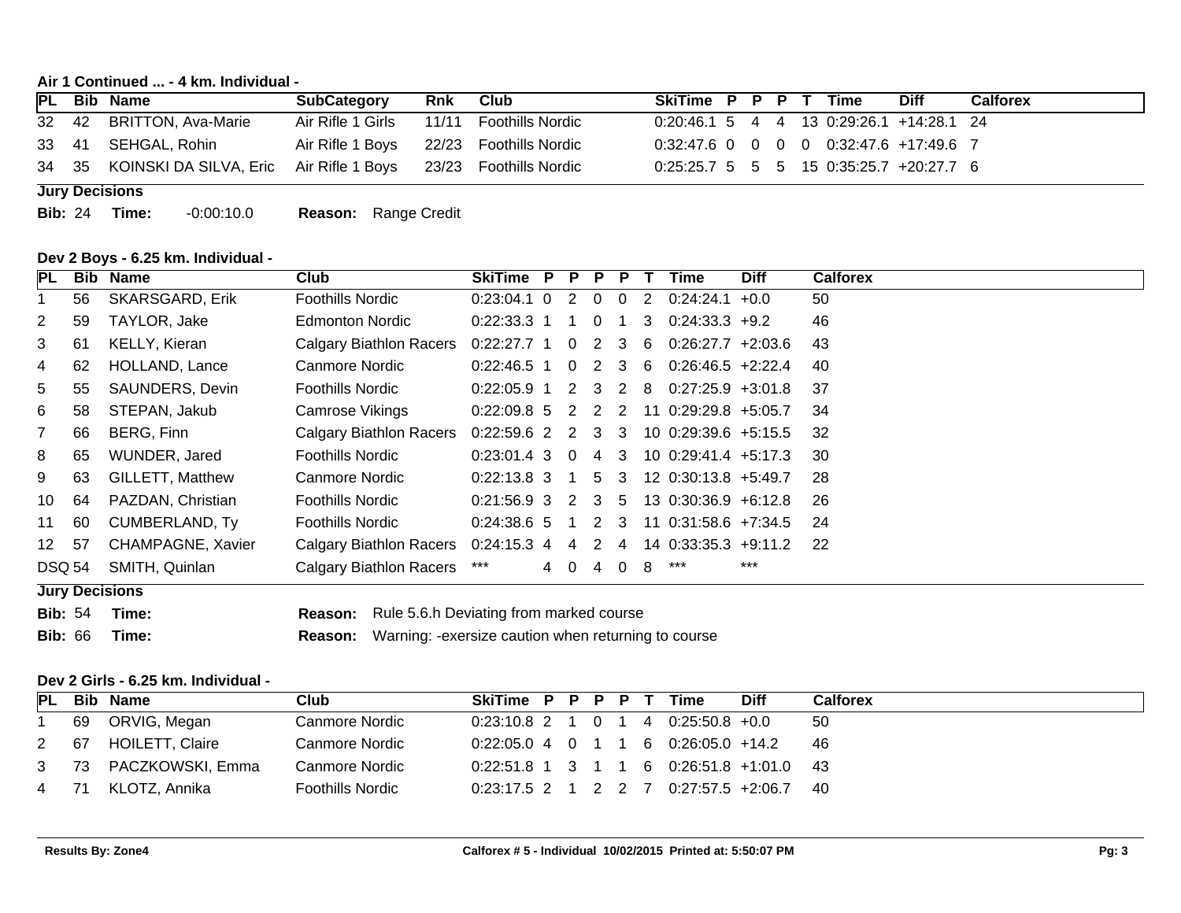**Air 1 Continued ... - 4 km. Individual -**

| PL | Bib | Name | SubCategory | Rnk | Club | SkiTime | P | P | P | T | Time | Diff | Calforex |
|---|---|---|---|---|---|---|---|---|---|---|---|---|---|
| 32 | 42 | BRITTON, Ava-Marie | Air Rifle 1 Girls | 11/11 | Foothills Nordic | 0:20:46.1 | 5 | 4 | 4 | 13 | 0:29:26.1 | +14:28.1 | 24 |
| 33 | 41 | SEHGAL, Rohin | Air Rifle 1 Boys | 22/23 | Foothills Nordic | 0:32:47.6 | 0 | 0 | 0 | 0 | 0:32:47.6 | +17:49.6 | 7 |
| 34 | 35 | KOINSKI DA SILVA, Eric | Air Rifle 1 Boys | 23/23 | Foothills Nordic | 0:25:25.7 | 5 | 5 | 5 | 15 | 0:35:25.7 | +20:27.7 | 6 |

**Jury Decisions**

**Bib:** 24 **Time:** -0:00:10.0 **Reason:** Range Credit

**Dev 2 Boys - 6.25 km. Individual -**

| PL | Bib | Name | Club | SkiTime | P | P | P | P | T | Time | Diff | Calforex |
|---|---|---|---|---|---|---|---|---|---|---|---|---|
| 1 | 56 | SKARSGARD, Erik | Foothills Nordic | 0:23:04.1 | 0 | 2 | 0 | 0 | 2 | 0:24:24.1 | +0.0 | 50 |
| 2 | 59 | TAYLOR, Jake | Edmonton Nordic | 0:22:33.3 | 1 | 1 | 0 | 1 | 3 | 0:24:33.3 | +9.2 | 46 |
| 3 | 61 | KELLY, Kieran | Calgary Biathlon Racers | 0:22:27.7 | 1 | 0 | 2 | 3 | 6 | 0:26:27.7 | +2:03.6 | 43 |
| 4 | 62 | HOLLAND, Lance | Canmore Nordic | 0:22:46.5 | 1 | 0 | 2 | 3 | 6 | 0:26:46.5 | +2:22.4 | 40 |
| 5 | 55 | SAUNDERS, Devin | Foothills Nordic | 0:22:05.9 | 1 | 2 | 3 | 2 | 8 | 0:27:25.9 | +3:01.8 | 37 |
| 6 | 58 | STEPAN, Jakub | Camrose Vikings | 0:22:09.8 | 5 | 2 | 2 | 2 | 11 | 0:29:29.8 | +5:05.7 | 34 |
| 7 | 66 | BERG, Finn | Calgary Biathlon Racers | 0:22:59.6 | 2 | 2 | 3 | 3 | 10 | 0:29:39.6 | +5:15.5 | 32 |
| 8 | 65 | WUNDER, Jared | Foothills Nordic | 0:23:01.4 | 3 | 0 | 4 | 3 | 10 | 0:29:41.4 | +5:17.3 | 30 |
| 9 | 63 | GILLETT, Matthew | Canmore Nordic | 0:22:13.8 | 3 | 1 | 5 | 3 | 12 | 0:30:13.8 | +5:49.7 | 28 |
| 10 | 64 | PAZDAN, Christian | Foothills Nordic | 0:21:56.9 | 3 | 2 | 3 | 5 | 13 | 0:30:36.9 | +6:12.8 | 26 |
| 11 | 60 | CUMBERLAND, Ty | Foothills Nordic | 0:24:38.6 | 5 | 1 | 2 | 3 | 11 | 0:31:58.6 | +7:34.5 | 24 |
| 12 | 57 | CHAMPAGNE, Xavier | Calgary Biathlon Racers | 0:24:15.3 | 4 | 4 | 2 | 4 | 14 | 0:33:35.3 | +9:11.2 | 22 |
| DSQ | 54 | SMITH, Quinlan | Calgary Biathlon Racers | *** | 4 | 0 | 4 | 0 | 8 | *** | *** | |

**Jury Decisions**

**Bib:** 54 **Time:** **Reason:** Rule 5.6.h Deviating from marked course

**Bib:** 66 **Time:** **Reason:** Warning: -exersize caution when returning to course

**Dev 2 Girls - 6.25 km. Individual -**

| PL | Bib | Name | Club | SkiTime | P | P | P | P | T | Time | Diff | Calforex |
|---|---|---|---|---|---|---|---|---|---|---|---|---|
| 1 | 69 | ORVIG, Megan | Canmore Nordic | 0:23:10.8 | 2 | 1 | 0 | 1 | 4 | 0:25:50.8 | +0.0 | 50 |
| 2 | 67 | HOILETT, Claire | Canmore Nordic | 0:22:05.0 | 4 | 0 | 1 | 1 | 6 | 0:26:05.0 | +14.2 | 46 |
| 3 | 73 | PACZKOWSKI, Emma | Canmore Nordic | 0:22:51.8 | 1 | 3 | 1 | 1 | 6 | 0:26:51.8 | +1:01.0 | 43 |
| 4 | 71 | KLOTZ, Annika | Foothills Nordic | 0:23:17.5 | 2 | 1 | 2 | 2 | 7 | 0:27:57.5 | +2:06.7 | 40 |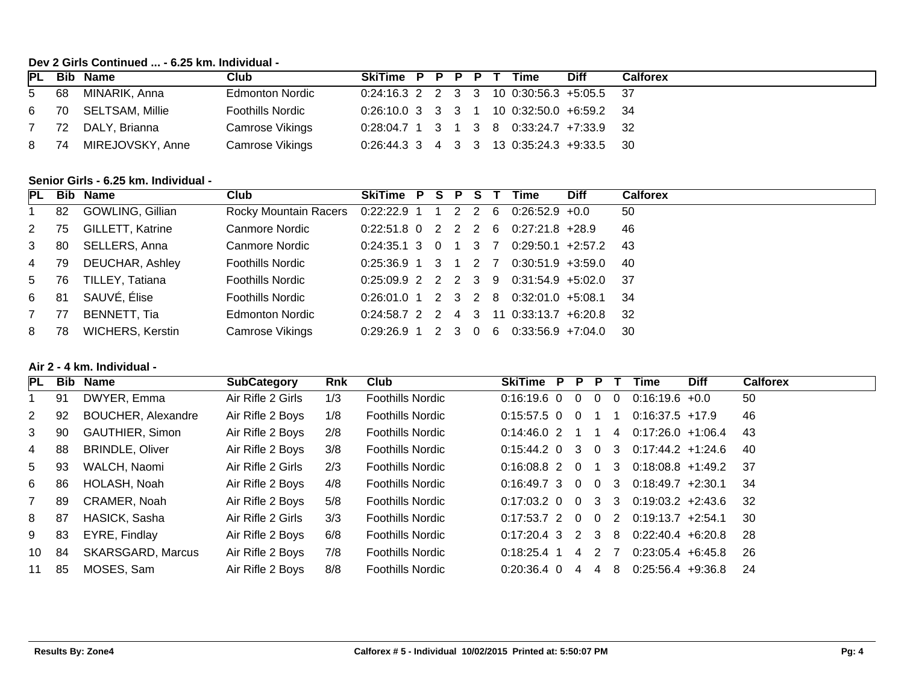**Dev 2 Girls Continued ... - 6.25 km. Individual -**

| PL | Bib | Name | Club | SkiTime | P | P | P | P | T | Time | Diff | Calforex |
|---|---|---|---|---|---|---|---|---|---|---|---|---|
| 5 | 68 | MINARIK, Anna | Edmonton Nordic | 0:24:16.3 | 2 | 2 | 3 | 3 | 10 | 0:30:56.3 | +5:05.5 | 37 |
| 6 | 70 | SELTSAM, Millie | Foothills Nordic | 0:26:10.0 | 3 | 3 | 3 | 1 | 10 | 0:32:50.0 | +6:59.2 | 34 |
| 7 | 72 | DALY, Brianna | Camrose Vikings | 0:28:04.7 | 1 | 3 | 1 | 3 | 8 | 0:33:24.7 | +7:33.9 | 32 |
| 8 | 74 | MIREJOVSKY, Anne | Camrose Vikings | 0:26:44.3 | 3 | 4 | 3 | 3 | 13 | 0:35:24.3 | +9:33.5 | 30 |

**Senior Girls - 6.25 km. Individual -**

| PL | Bib | Name | Club | SkiTime | P | S | P | S | T | Time | Diff | Calforex |
|---|---|---|---|---|---|---|---|---|---|---|---|---|
| 1 | 82 | GOWLING, Gillian | Rocky Mountain Racers | 0:22:22.9 | 1 | 1 | 2 | 2 | 6 | 0:26:52.9 | +0.0 | 50 |
| 2 | 75 | GILLETT, Katrine | Canmore Nordic | 0:22:51.8 | 0 | 2 | 2 | 2 | 6 | 0:27:21.8 | +28.9 | 46 |
| 3 | 80 | SELLERS, Anna | Canmore Nordic | 0:24:35.1 | 3 | 0 | 1 | 3 | 7 | 0:29:50.1 | +2:57.2 | 43 |
| 4 | 79 | DEUCHAR, Ashley | Foothills Nordic | 0:25:36.9 | 1 | 3 | 1 | 2 | 7 | 0:30:51.9 | +3:59.0 | 40 |
| 5 | 76 | TILLEY, Tatiana | Foothills Nordic | 0:25:09.9 | 2 | 2 | 2 | 3 | 9 | 0:31:54.9 | +5:02.0 | 37 |
| 6 | 81 | SAUVÉ, Élise | Foothills Nordic | 0:26:01.0 | 1 | 2 | 3 | 2 | 8 | 0:32:01.0 | +5:08.1 | 34 |
| 7 | 77 | BENNETT, Tia | Edmonton Nordic | 0:24:58.7 | 2 | 2 | 4 | 3 | 11 | 0:33:13.7 | +6:20.8 | 32 |
| 8 | 78 | WICHERS, Kerstin | Camrose Vikings | 0:29:26.9 | 1 | 2 | 3 | 0 | 6 | 0:33:56.9 | +7:04.0 | 30 |

**Air 2 - 4 km. Individual -**

| PL | Bib | Name | SubCategory | Rnk | Club | SkiTime | P | P | P | T | Time | Diff | Calforex |
|---|---|---|---|---|---|---|---|---|---|---|---|---|---|
| 1 | 91 | DWYER, Emma | Air Rifle 2 Girls | 1/3 | Foothills Nordic | 0:16:19.6 | 0 | 0 | 0 | 0 | 0:16:19.6 | +0.0 | 50 |
| 2 | 92 | BOUCHER, Alexandre | Air Rifle 2 Boys | 1/8 | Foothills Nordic | 0:15:57.5 | 0 | 0 | 1 | 1 | 0:16:37.5 | +17.9 | 46 |
| 3 | 90 | GAUTHIER, Simon | Air Rifle 2 Boys | 2/8 | Foothills Nordic | 0:14:46.0 | 2 | 1 | 1 | 4 | 0:17:26.0 | +1:06.4 | 43 |
| 4 | 88 | BRINDLE, Oliver | Air Rifle 2 Boys | 3/8 | Foothills Nordic | 0:15:44.2 | 0 | 3 | 0 | 3 | 0:17:44.2 | +1:24.6 | 40 |
| 5 | 93 | WALCH, Naomi | Air Rifle 2 Girls | 2/3 | Foothills Nordic | 0:16:08.8 | 2 | 0 | 1 | 3 | 0:18:08.8 | +1:49.2 | 37 |
| 6 | 86 | HOLASH, Noah | Air Rifle 2 Boys | 4/8 | Foothills Nordic | 0:16:49.7 | 3 | 0 | 0 | 3 | 0:18:49.7 | +2:30.1 | 34 |
| 7 | 89 | CRAMER, Noah | Air Rifle 2 Boys | 5/8 | Foothills Nordic | 0:17:03.2 | 0 | 0 | 3 | 3 | 0:19:03.2 | +2:43.6 | 32 |
| 8 | 87 | HASICK, Sasha | Air Rifle 2 Girls | 3/3 | Foothills Nordic | 0:17:53.7 | 2 | 0 | 0 | 2 | 0:19:13.7 | +2:54.1 | 30 |
| 9 | 83 | EYRE, Findlay | Air Rifle 2 Boys | 6/8 | Foothills Nordic | 0:17:20.4 | 3 | 2 | 3 | 8 | 0:22:40.4 | +6:20.8 | 28 |
| 10 | 84 | SKARSGARD, Marcus | Air Rifle 2 Boys | 7/8 | Foothills Nordic | 0:18:25.4 | 1 | 4 | 2 | 7 | 0:23:05.4 | +6:45.8 | 26 |
| 11 | 85 | MOSES, Sam | Air Rifle 2 Boys | 8/8 | Foothills Nordic | 0:20:36.4 | 0 | 4 | 4 | 8 | 0:25:56.4 | +9:36.8 | 24 |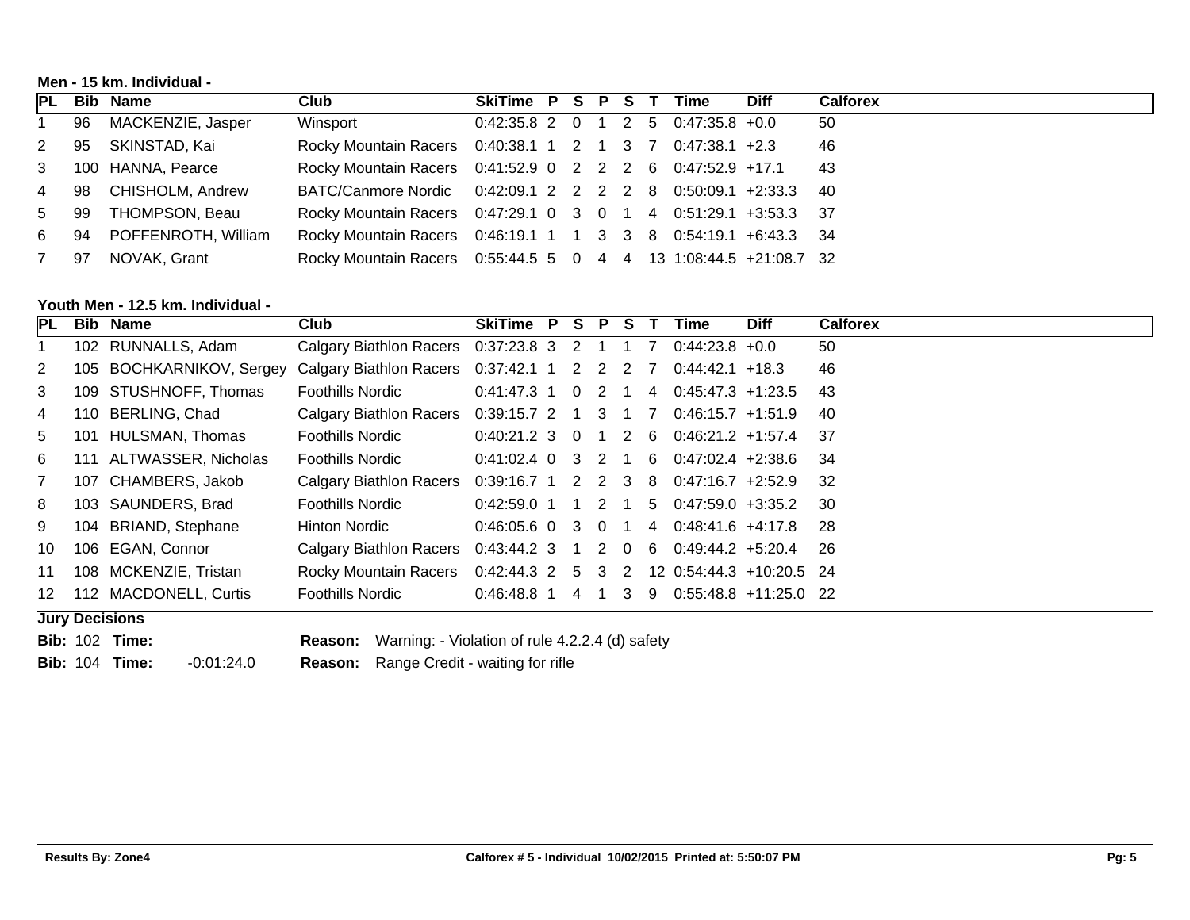**Men - 15 km. Individual -**

| PL | Bib | Name | Club | SkiTime | P | S | P | S | T | Time | Diff | Calforex |
|---|---|---|---|---|---|---|---|---|---|---|---|---|
| 1 | 96 | MACKENZIE, Jasper | Winsport | 0:42:35.8 | 2 | 0 | 1 | 2 | 5 | 0:47:35.8 | +0.0 | 50 |
| 2 | 95 | SKINSTAD, Kai | Rocky Mountain Racers | 0:40:38.1 | 1 | 2 | 1 | 3 | 7 | 0:47:38.1 | +2.3 | 46 |
| 3 | 100 | HANNA, Pearce | Rocky Mountain Racers | 0:41:52.9 | 0 | 2 | 2 | 2 | 6 | 0:47:52.9 | +17.1 | 43 |
| 4 | 98 | CHISHOLM, Andrew | BATC/Canmore Nordic | 0:42:09.1 | 2 | 2 | 2 | 2 | 8 | 0:50:09.1 | +2:33.3 | 40 |
| 5 | 99 | THOMPSON, Beau | Rocky Mountain Racers | 0:47:29.1 | 0 | 3 | 0 | 1 | 4 | 0:51:29.1 | +3:53.3 | 37 |
| 6 | 94 | POFFENROTH, William | Rocky Mountain Racers | 0:46:19.1 | 1 | 1 | 3 | 3 | 8 | 0:54:19.1 | +6:43.3 | 34 |
| 7 | 97 | NOVAK, Grant | Rocky Mountain Racers | 0:55:44.5 | 5 | 0 | 4 | 4 | 13 | 1:08:44.5 | +21:08.7 | 32 |

**Youth Men - 12.5 km. Individual -**

| PL | Bib | Name | Club | SkiTime | P | S | P | S | T | Time | Diff | Calforex |
|---|---|---|---|---|---|---|---|---|---|---|---|---|
| 1 | 102 | RUNNALLS, Adam | Calgary Biathlon Racers | 0:37:23.8 | 3 | 2 | 1 | 1 | 7 | 0:44:23.8 | +0.0 | 50 |
| 2 | 105 | BOCHKARNIKOV, Sergey | Calgary Biathlon Racers | 0:37:42.1 | 1 | 2 | 2 | 2 | 7 | 0:44:42.1 | +18.3 | 46 |
| 3 | 109 | STUSHNOFF, Thomas | Foothills Nordic | 0:41:47.3 | 1 | 0 | 2 | 1 | 4 | 0:45:47.3 | +1:23.5 | 43 |
| 4 | 110 | BERLING, Chad | Calgary Biathlon Racers | 0:39:15.7 | 2 | 1 | 3 | 1 | 7 | 0:46:15.7 | +1:51.9 | 40 |
| 5 | 101 | HULSMAN, Thomas | Foothills Nordic | 0:40:21.2 | 3 | 0 | 1 | 2 | 6 | 0:46:21.2 | +1:57.4 | 37 |
| 6 | 111 | ALTWASSER, Nicholas | Foothills Nordic | 0:41:02.4 | 0 | 3 | 2 | 1 | 6 | 0:47:02.4 | +2:38.6 | 34 |
| 7 | 107 | CHAMBERS, Jakob | Calgary Biathlon Racers | 0:39:16.7 | 1 | 2 | 2 | 3 | 8 | 0:47:16.7 | +2:52.9 | 32 |
| 8 | 103 | SAUNDERS, Brad | Foothills Nordic | 0:42:59.0 | 1 | 1 | 2 | 1 | 5 | 0:47:59.0 | +3:35.2 | 30 |
| 9 | 104 | BRIAND, Stephane | Hinton Nordic | 0:46:05.6 | 0 | 3 | 0 | 1 | 4 | 0:48:41.6 | +4:17.8 | 28 |
| 10 | 106 | EGAN, Connor | Calgary Biathlon Racers | 0:43:44.2 | 3 | 1 | 2 | 0 | 6 | 0:49:44.2 | +5:20.4 | 26 |
| 11 | 108 | MCKENZIE, Tristan | Rocky Mountain Racers | 0:42:44.3 | 2 | 5 | 3 | 2 | 12 | 0:54:44.3 | +10:20.5 | 24 |
| 12 | 112 | MACDONELL, Curtis | Foothills Nordic | 0:46:48.8 | 1 | 4 | 1 | 3 | 9 | 0:55:48.8 | +11:25.0 | 22 |

**Jury Decisions**

**Bib:** 102 **Time:** **Reason:** Warning: - Violation of rule 4.2.2.4 (d) safety

**Bib:** 104 **Time:** -0:01:24.0 **Reason:** Range Credit - waiting for rifle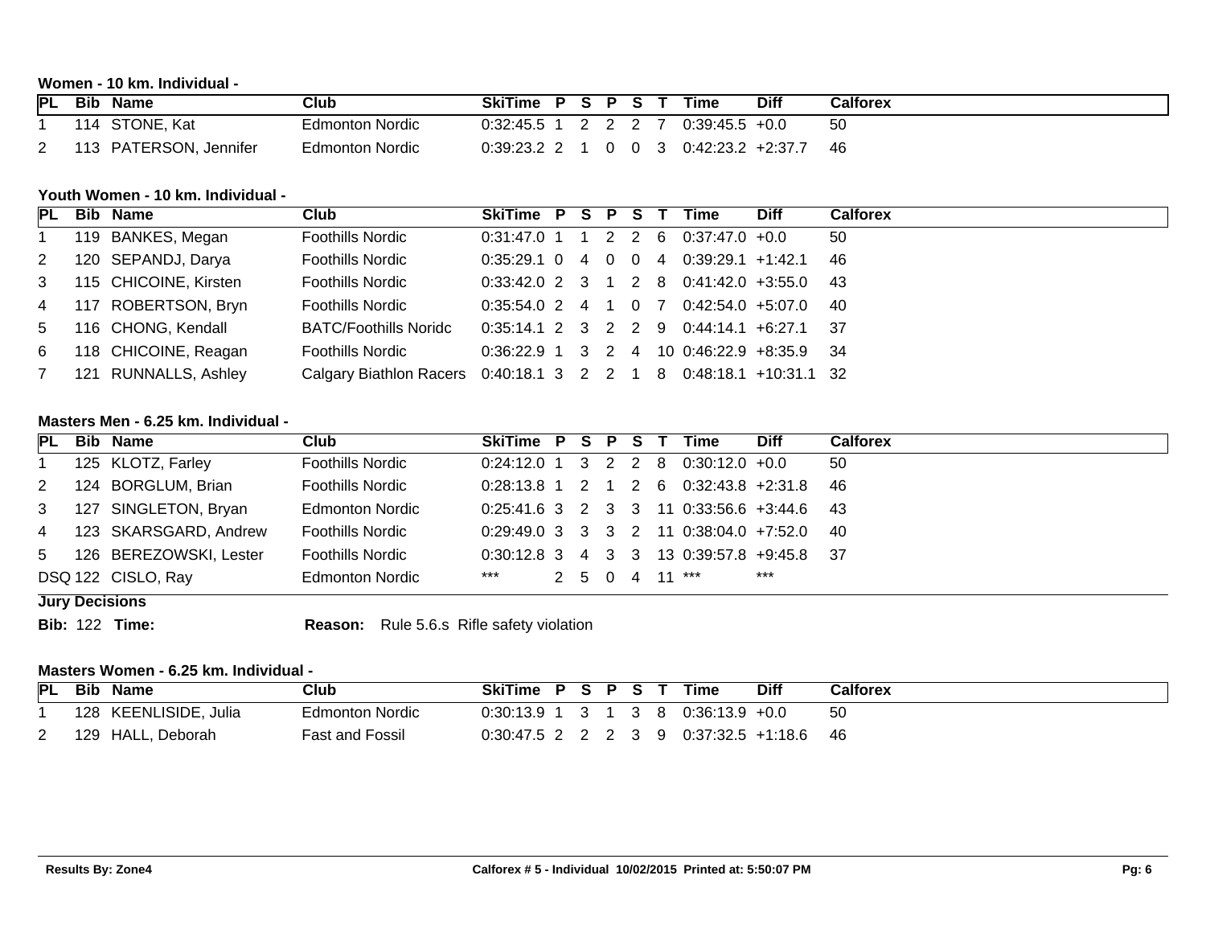**Women - 10 km. Individual -**

| PL | Bib | Name | Club | SkiTime | P | S | P | S | T | Time | Diff | Calforex |
|---|---|---|---|---|---|---|---|---|---|---|---|---|
| 1 | 114 | STONE, Kat | Edmonton Nordic | 0:32:45.5 | 1 | 2 | 2 | 2 | 7 | 0:39:45.5 | +0.0 | 50 |
| 2 | 113 | PATERSON, Jennifer | Edmonton Nordic | 0:39:23.2 | 2 | 1 | 0 | 0 | 3 | 0:42:23.2 | +2:37.7 | 46 |

**Youth Women - 10 km. Individual -**

| PL | Bib | Name | Club | SkiTime | P | S | P | S | T | Time | Diff | Calforex |
|---|---|---|---|---|---|---|---|---|---|---|---|---|
| 1 | 119 | BANKES, Megan | Foothills Nordic | 0:31:47.0 | 1 | 1 | 2 | 2 | 6 | 0:37:47.0 | +0.0 | 50 |
| 2 | 120 | SEPANDJ, Darya | Foothills Nordic | 0:35:29.1 | 0 | 4 | 0 | 0 | 4 | 0:39:29.1 | +1:42.1 | 46 |
| 3 | 115 | CHICOINE, Kirsten | Foothills Nordic | 0:33:42.0 | 2 | 3 | 1 | 2 | 8 | 0:41:42.0 | +3:55.0 | 43 |
| 4 | 117 | ROBERTSON, Bryn | Foothills Nordic | 0:35:54.0 | 2 | 4 | 1 | 0 | 7 | 0:42:54.0 | +5:07.0 | 40 |
| 5 | 116 | CHONG, Kendall | BATC/Foothills Noridc | 0:35:14.1 | 2 | 3 | 2 | 2 | 9 | 0:44:14.1 | +6:27.1 | 37 |
| 6 | 118 | CHICOINE, Reagan | Foothills Nordic | 0:36:22.9 | 1 | 3 | 2 | 4 | 10 | 0:46:22.9 | +8:35.9 | 34 |
| 7 | 121 | RUNNALLS, Ashley | Calgary Biathlon Racers | 0:40:18.1 | 3 | 2 | 2 | 1 | 8 | 0:48:18.1 | +10:31.1 | 32 |

**Masters Men - 6.25 km. Individual -**

| PL | Bib | Name | Club | SkiTime | P | S | P | S | T | Time | Diff | Calforex |
|---|---|---|---|---|---|---|---|---|---|---|---|---|
| 1 | 125 | KLOTZ, Farley | Foothills Nordic | 0:24:12.0 | 1 | 3 | 2 | 2 | 8 | 0:30:12.0 | +0.0 | 50 |
| 2 | 124 | BORGLUM, Brian | Foothills Nordic | 0:28:13.8 | 1 | 2 | 1 | 2 | 6 | 0:32:43.8 | +2:31.8 | 46 |
| 3 | 127 | SINGLETON, Bryan | Edmonton Nordic | 0:25:41.6 | 3 | 2 | 3 | 3 | 11 | 0:33:56.6 | +3:44.6 | 43 |
| 4 | 123 | SKARSGARD, Andrew | Foothills Nordic | 0:29:49.0 | 3 | 3 | 3 | 2 | 11 | 0:38:04.0 | +7:52.0 | 40 |
| 5 | 126 | BEREZOWSKI, Lester | Foothills Nordic | 0:30:12.8 | 3 | 4 | 3 | 3 | 13 | 0:39:57.8 | +9:45.8 | 37 |
| DSQ | 122 | CISLO, Ray | Edmonton Nordic | *** | 2 | 5 | 0 | 4 | 11 | *** | *** | |

**Jury Decisions**

**Bib:** 122 **Time:** **Reason:** Rule 5.6.s Rifle safety violation

**Masters Women - 6.25 km. Individual -**

| PL | Bib | Name | Club | SkiTime | P | S | P | S | T | Time | Diff | Calforex |
|---|---|---|---|---|---|---|---|---|---|---|---|---|
| 1 | 128 | KEENLISIDE, Julia | Edmonton Nordic | 0:30:13.9 | 1 | 3 | 1 | 3 | 8 | 0:36:13.9 | +0.0 | 50 |
| 2 | 129 | HALL, Deborah | Fast and Fossil | 0:30:47.5 | 2 | 2 | 2 | 3 | 9 | 0:37:32.5 | +1:18.6 | 46 |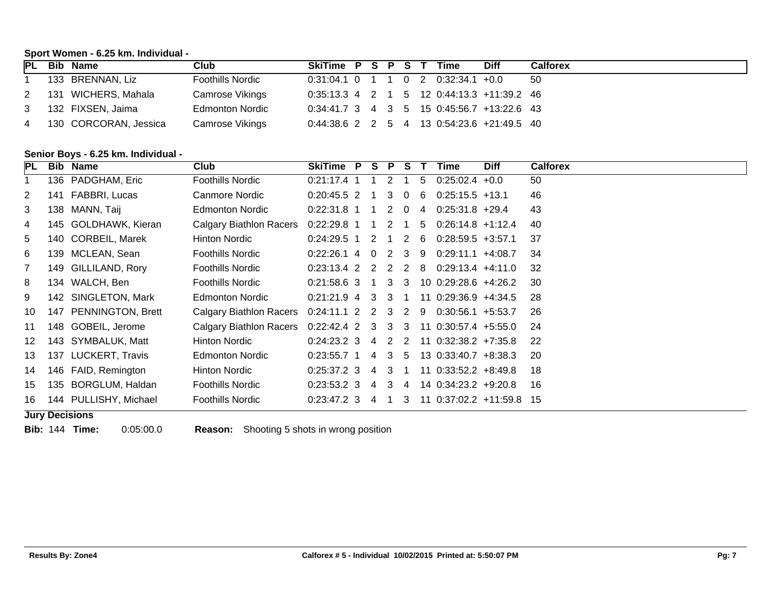**Sport Women - 6.25 km. Individual -**

| PL | Bib | Name | Club | SkiTime | P | S | P | S | T | Time | Diff | Calforex |
|---|---|---|---|---|---|---|---|---|---|---|---|---|
| 1 | 133 | BRENNAN, Liz | Foothills Nordic | 0:31:04.1 | 0 | 1 | 1 | 0 | 2 | 0:32:34.1 | +0.0 | 50 |
| 2 | 131 | WICHERS, Mahala | Camrose Vikings | 0:35:13.3 | 4 | 2 | 1 | 5 | 12 | 0:44:13.3 | +11:39.2 | 46 |
| 3 | 132 | FIXSEN, Jaima | Edmonton Nordic | 0:34:41.7 | 3 | 4 | 3 | 5 | 15 | 0:45:56.7 | +13:22.6 | 43 |
| 4 | 130 | CORCORAN, Jessica | Camrose Vikings | 0:44:38.6 | 2 | 2 | 5 | 4 | 13 | 0:54:23.6 | +21:49.5 | 40 |

**Senior Boys - 6.25 km. Individual -**

| PL | Bib | Name | Club | SkiTime | P | S | P | S | T | Time | Diff | Calforex |
|---|---|---|---|---|---|---|---|---|---|---|---|---|
| 1 | 136 | PADGHAM, Eric | Foothills Nordic | 0:21:17.4 | 1 | 1 | 2 | 1 | 5 | 0:25:02.4 | +0.0 | 50 |
| 2 | 141 | FABBRI, Lucas | Canmore Nordic | 0:20:45.5 | 2 | 1 | 3 | 0 | 6 | 0:25:15.5 | +13.1 | 46 |
| 3 | 138 | MANN, Taij | Edmonton Nordic | 0:22:31.8 | 1 | 1 | 2 | 0 | 4 | 0:25:31.8 | +29.4 | 43 |
| 4 | 145 | GOLDHAWK, Kieran | Calgary Biathlon Racers | 0:22:29.8 | 1 | 1 | 2 | 1 | 5 | 0:26:14.8 | +1:12.4 | 40 |
| 5 | 140 | CORBEIL, Marek | Hinton Nordic | 0:24:29.5 | 1 | 2 | 1 | 2 | 6 | 0:28:59.5 | +3:57.1 | 37 |
| 6 | 139 | MCLEAN, Sean | Foothills Nordic | 0:22:26.1 | 4 | 0 | 2 | 3 | 9 | 0:29:11.1 | +4:08.7 | 34 |
| 7 | 149 | GILLILAND, Rory | Foothills Nordic | 0:23:13.4 | 2 | 2 | 2 | 2 | 8 | 0:29:13.4 | +4:11.0 | 32 |
| 8 | 134 | WALCH, Ben | Foothills Nordic | 0:21:58.6 | 3 | 1 | 3 | 3 | 10 | 0:29:28.6 | +4:26.2 | 30 |
| 9 | 142 | SINGLETON, Mark | Edmonton Nordic | 0:21:21.9 | 4 | 3 | 3 | 1 | 11 | 0:29:36.9 | +4:34.5 | 28 |
| 10 | 147 | PENNINGTON, Brett | Calgary Biathlon Racers | 0:24:11.1 | 2 | 2 | 3 | 2 | 9 | 0:30:56.1 | +5:53.7 | 26 |
| 11 | 148 | GOBEIL, Jerome | Calgary Biathlon Racers | 0:22:42.4 | 2 | 3 | 3 | 3 | 11 | 0:30:57.4 | +5:55.0 | 24 |
| 12 | 143 | SYMBALUK, Matt | Hinton Nordic | 0:24:23.2 | 3 | 4 | 2 | 2 | 11 | 0:32:38.2 | +7:35.8 | 22 |
| 13 | 137 | LUCKERT, Travis | Edmonton Nordic | 0:23:55.7 | 1 | 4 | 3 | 5 | 13 | 0:33:40.7 | +8:38.3 | 20 |
| 14 | 146 | FAID, Remington | Hinton Nordic | 0:25:37.2 | 3 | 4 | 3 | 1 | 11 | 0:33:52.2 | +8:49.8 | 18 |
| 15 | 135 | BORGLUM, Haldan | Foothills Nordic | 0:23:53.2 | 3 | 4 | 3 | 4 | 14 | 0:34:23.2 | +9:20.8 | 16 |
| 16 | 144 | PULLISHY, Michael | Foothills Nordic | 0:23:47.2 | 3 | 4 | 1 | 3 | 11 | 0:37:02.2 | +11:59.8 | 15 |

**Jury Decisions**

**Bib:** 144 **Time:** 0:05:00.0 **Reason:** Shooting 5 shots in wrong position